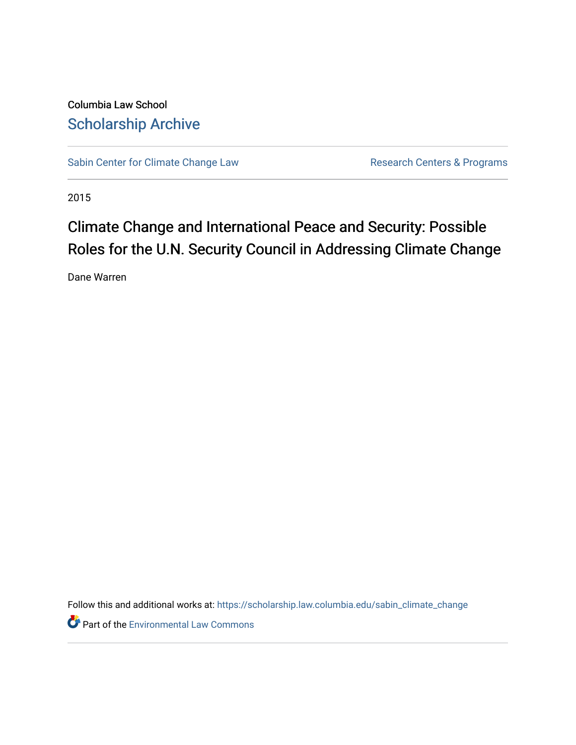Columbia Law School

# Scholarship Archive

Sabin Center for Climate Change Law | Research Centers & Programs

2015

# Climate Change and International Peace and Security: Possible Roles for the U.N. Security Council in Addressing Climate Change

Dane Warren

Follow this and additional works at: https://scholarship.law.columbia.edu/sabin_climate_change

Part of the Environmental Law Commons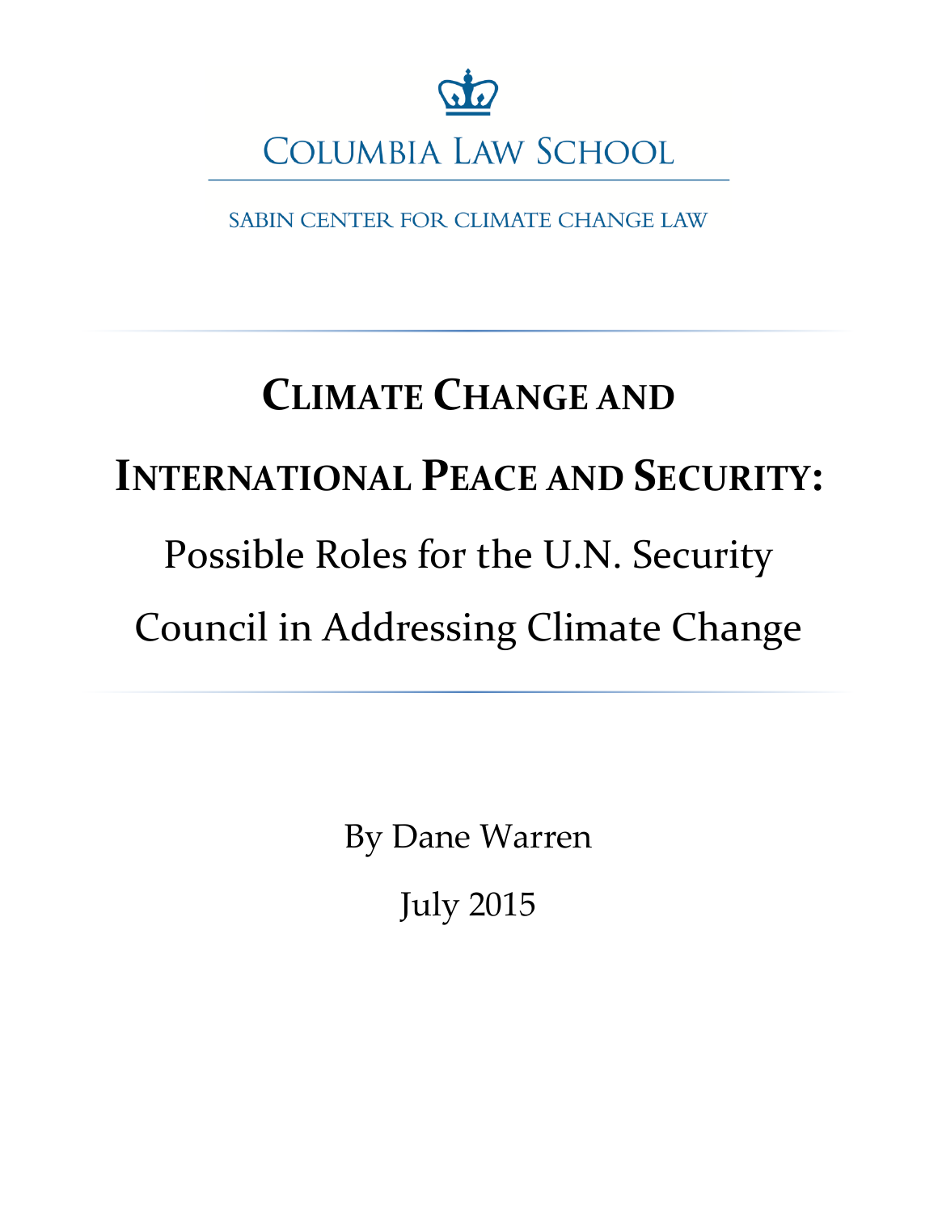COLUMBIA LAW SCHOOL

SABIN CENTER FOR CLIMATE CHANGE LAW

# CLIMATE CHANGE AND INTERNATIONAL PEACE AND SECURITY:

## Possible Roles for the U.N. Security Council in Addressing Climate Change

By Dane Warren

July 2015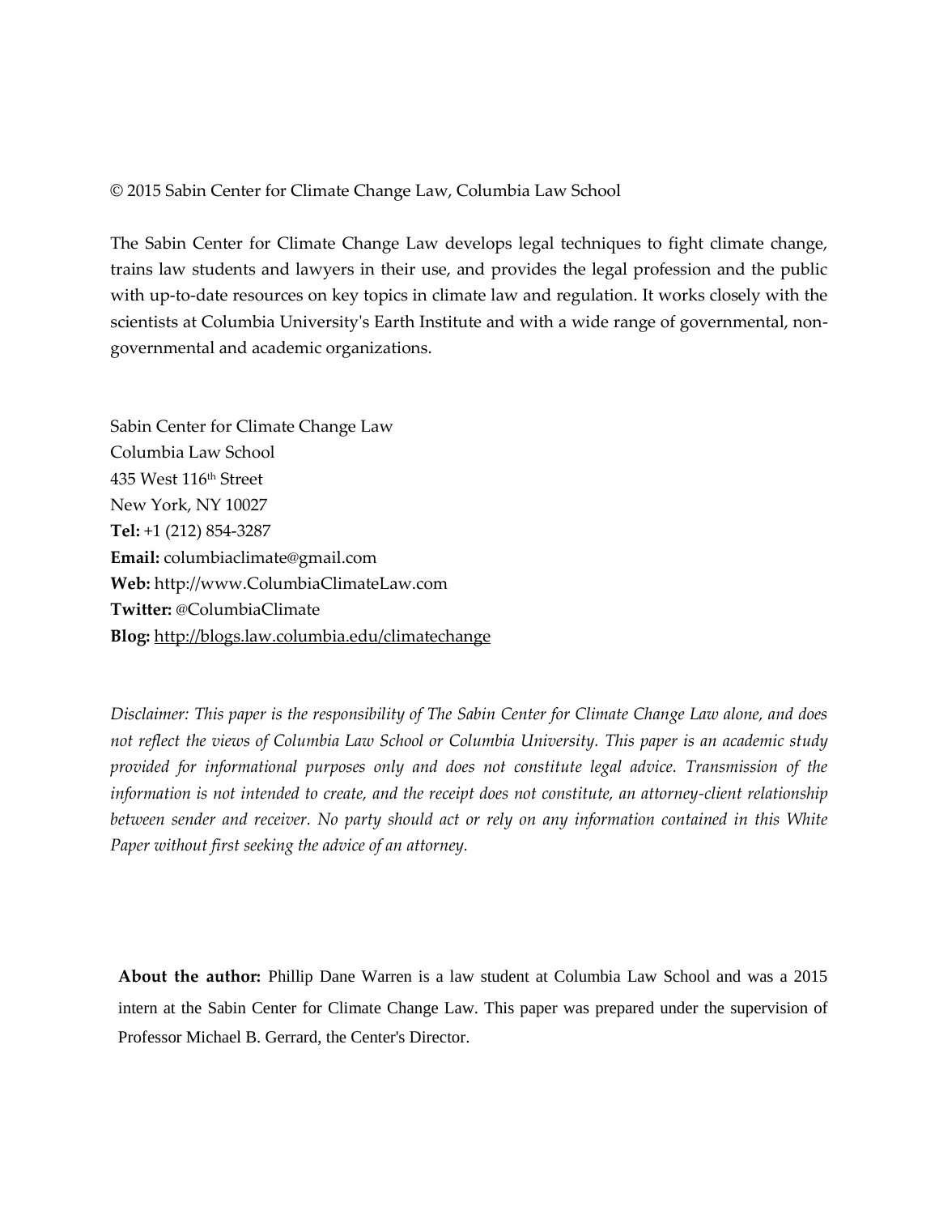© 2015 Sabin Center for Climate Change Law, Columbia Law School

The Sabin Center for Climate Change Law develops legal techniques to fight climate change, trains law students and lawyers in their use, and provides the legal profession and the public with up-to-date resources on key topics in climate law and regulation. It works closely with the scientists at Columbia University's Earth Institute and with a wide range of governmental, non-governmental and academic organizations.

Sabin Center for Climate Change Law
Columbia Law School
435 West 116th Street
New York, NY 10027
**Tel:** +1 (212) 854-3287
**Email:** columbiaclimate@gmail.com
**Web:** http://www.ColumbiaClimateLaw.com
**Twitter:** @ColumbiaClimate
**Blog:** http://blogs.law.columbia.edu/climatechange

*Disclaimer: This paper is the responsibility of The Sabin Center for Climate Change Law alone, and does not reflect the views of Columbia Law School or Columbia University. This paper is an academic study provided for informational purposes only and does not constitute legal advice. Transmission of the information is not intended to create, and the receipt does not constitute, an attorney-client relationship between sender and receiver. No party should act or rely on any information contained in this White Paper without first seeking the advice of an attorney.*

**About the author:** Phillip Dane Warren is a law student at Columbia Law School and was a 2015 intern at the Sabin Center for Climate Change Law. This paper was prepared under the supervision of Professor Michael B. Gerrard, the Center's Director.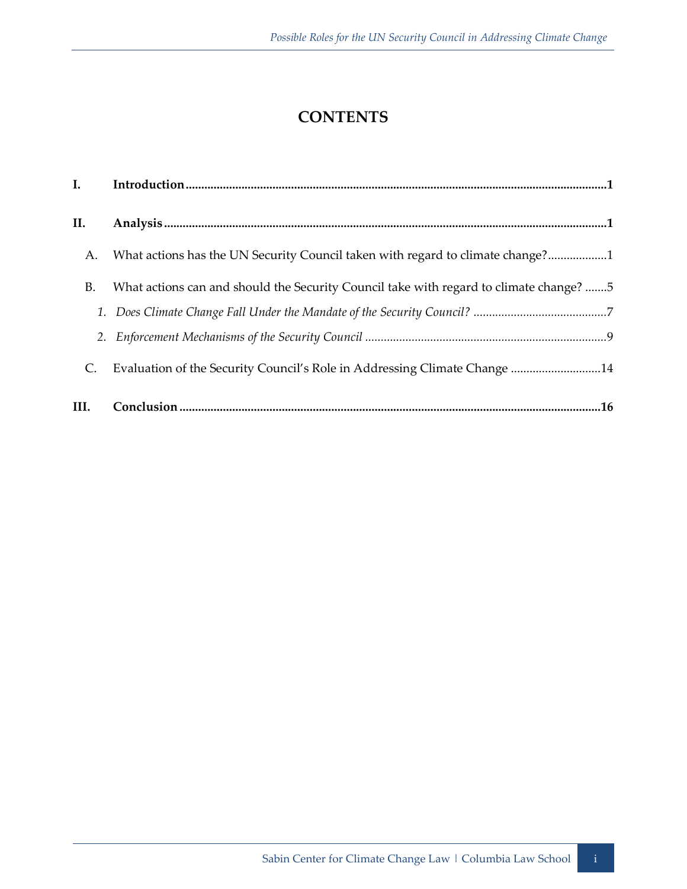# CONTENTS

**I. Introduction** ........................................................................................................................ **1**

**II. Analysis** ............................................................................................................................ **1**

A. What actions has the UN Security Council taken with regard to climate change? ................... 1

B. What actions can and should the Security Council take with regard to climate change? ....... 5

*1. Does Climate Change Fall Under the Mandate of the Security Council?* ........................................... 7

*2. Enforcement Mechanisms of the Security Council* .............................................................................. 9

C. Evaluation of the Security Council's Role in Addressing Climate Change ............................. 14

**III. Conclusion** ..................................................................................................................... **16**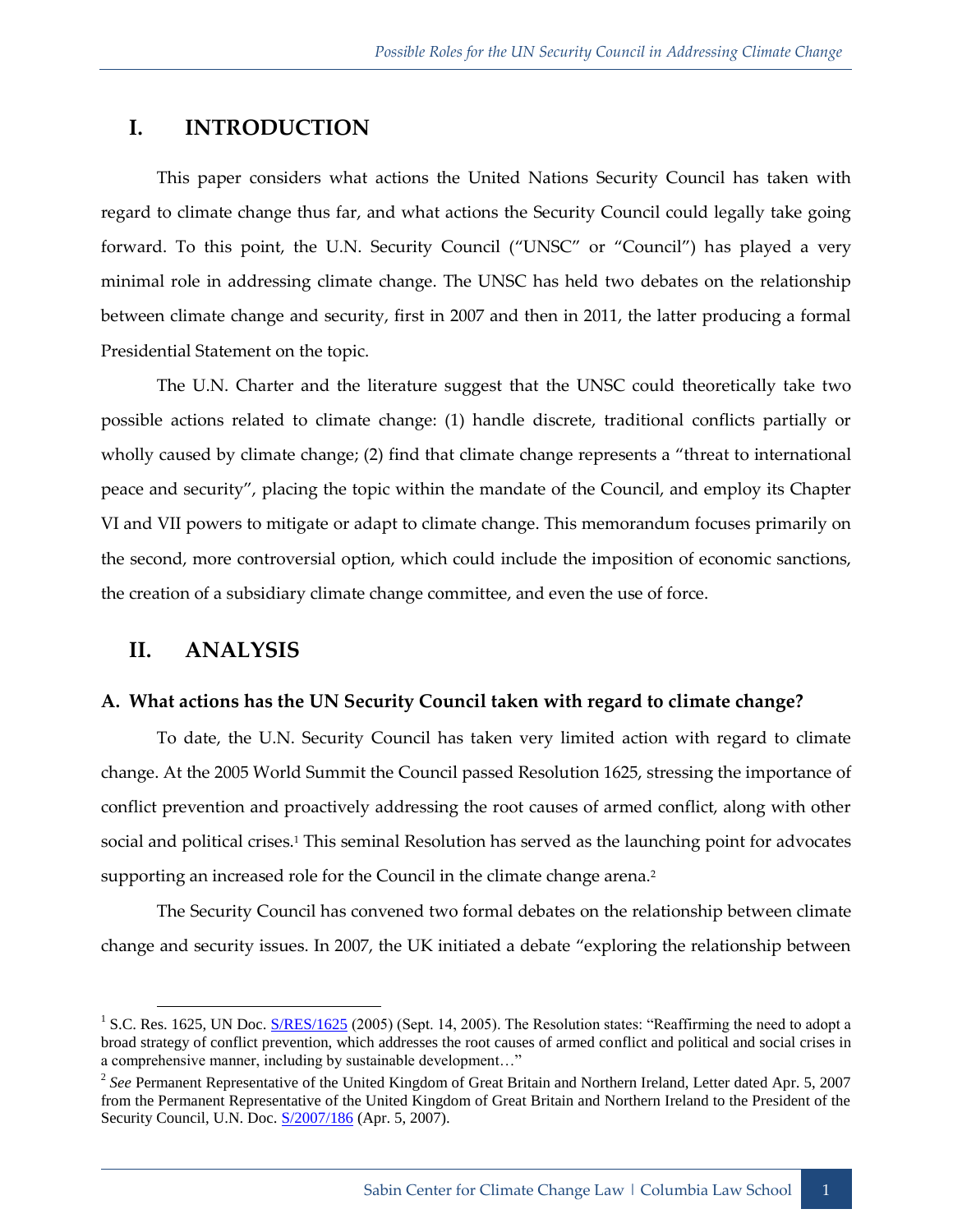# I. INTRODUCTION

This paper considers what actions the United Nations Security Council has taken with regard to climate change thus far, and what actions the Security Council could legally take going forward. To this point, the U.N. Security Council ("UNSC" or "Council") has played a very minimal role in addressing climate change. The UNSC has held two debates on the relationship between climate change and security, first in 2007 and then in 2011, the latter producing a formal Presidential Statement on the topic.

The U.N. Charter and the literature suggest that the UNSC could theoretically take two possible actions related to climate change: (1) handle discrete, traditional conflicts partially or wholly caused by climate change; (2) find that climate change represents a "threat to international peace and security", placing the topic within the mandate of the Council, and employ its Chapter VI and VII powers to mitigate or adapt to climate change. This memorandum focuses primarily on the second, more controversial option, which could include the imposition of economic sanctions, the creation of a subsidiary climate change committee, and even the use of force.

# II. ANALYSIS

### A. What actions has the UN Security Council taken with regard to climate change?

To date, the U.N. Security Council has taken very limited action with regard to climate change. At the 2005 World Summit the Council passed Resolution 1625, stressing the importance of conflict prevention and proactively addressing the root causes of armed conflict, along with other social and political crises.[1] This seminal Resolution has served as the launching point for advocates supporting an increased role for the Council in the climate change arena.[2]

The Security Council has convened two formal debates on the relationship between climate change and security issues. In 2007, the UK initiated a debate "exploring the relationship between

---

[1] S.C. Res. 1625, UN Doc. S/RES/1625 (2005) (Sept. 14, 2005). The Resolution states: "Reaffirming the need to adopt a broad strategy of conflict prevention, which addresses the root causes of armed conflict and political and social crises in a comprehensive manner, including by sustainable development…"

[2] *See* Permanent Representative of the United Kingdom of Great Britain and Northern Ireland, Letter dated Apr. 5, 2007 from the Permanent Representative of the United Kingdom of Great Britain and Northern Ireland to the President of the Security Council, U.N. Doc. S/2007/186 (Apr. 5, 2007).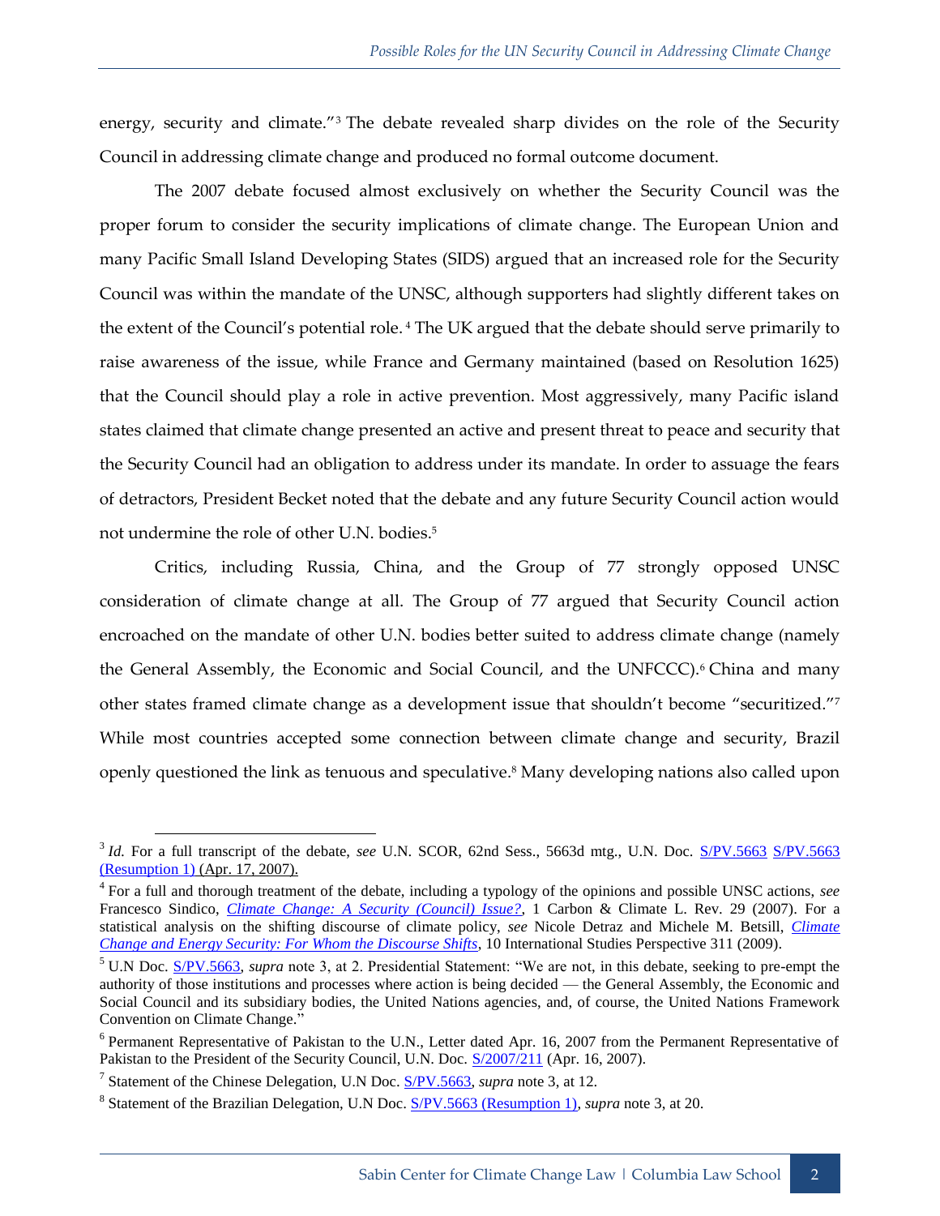energy, security and climate."[3] The debate revealed sharp divides on the role of the Security Council in addressing climate change and produced no formal outcome document.

The 2007 debate focused almost exclusively on whether the Security Council was the proper forum to consider the security implications of climate change. The European Union and many Pacific Small Island Developing States (SIDS) argued that an increased role for the Security Council was within the mandate of the UNSC, although supporters had slightly different takes on the extent of the Council's potential role.[4] The UK argued that the debate should serve primarily to raise awareness of the issue, while France and Germany maintained (based on Resolution 1625) that the Council should play a role in active prevention. Most aggressively, many Pacific island states claimed that climate change presented an active and present threat to peace and security that the Security Council had an obligation to address under its mandate. In order to assuage the fears of detractors, President Becket noted that the debate and any future Security Council action would not undermine the role of other U.N. bodies.[5]

Critics, including Russia, China, and the Group of 77 strongly opposed UNSC consideration of climate change at all. The Group of 77 argued that Security Council action encroached on the mandate of other U.N. bodies better suited to address climate change (namely the General Assembly, the Economic and Social Council, and the UNFCCC).[6] China and many other states framed climate change as a development issue that shouldn't become "securitized."[7] While most countries accepted some connection between climate change and security, Brazil openly questioned the link as tenuous and speculative.[8] Many developing nations also called upon

---

[3] *Id.* For a full transcript of the debate, *see* U.N. SCOR, 62nd Sess., 5663d mtg., U.N. Doc. S/PV.5663 S/PV.5663 (Resumption 1) (Apr. 17, 2007).

[4] For a full and thorough treatment of the debate, including a typology of the opinions and possible UNSC actions, *see* Francesco Sindico, *Climate Change: A Security (Council) Issue?*, 1 Carbon & Climate L. Rev. 29 (2007). For a statistical analysis on the shifting discourse of climate policy, *see* Nicole Detraz and Michele M. Betsill, *Climate Change and Energy Security: For Whom the Discourse Shifts*, 10 International Studies Perspective 311 (2009).

[5] U.N Doc. S/PV.5663, *supra* note 3, at 2. Presidential Statement: "We are not, in this debate, seeking to pre-empt the authority of those institutions and processes where action is being decided — the General Assembly, the Economic and Social Council and its subsidiary bodies, the United Nations agencies, and, of course, the United Nations Framework Convention on Climate Change."

[6] Permanent Representative of Pakistan to the U.N., Letter dated Apr. 16, 2007 from the Permanent Representative of Pakistan to the President of the Security Council, U.N. Doc. S/2007/211 (Apr. 16, 2007).

[7] Statement of the Chinese Delegation, U.N Doc. S/PV.5663, *supra* note 3, at 12.

[8] Statement of the Brazilian Delegation, U.N Doc. S/PV.5663 (Resumption 1), *supra* note 3, at 20.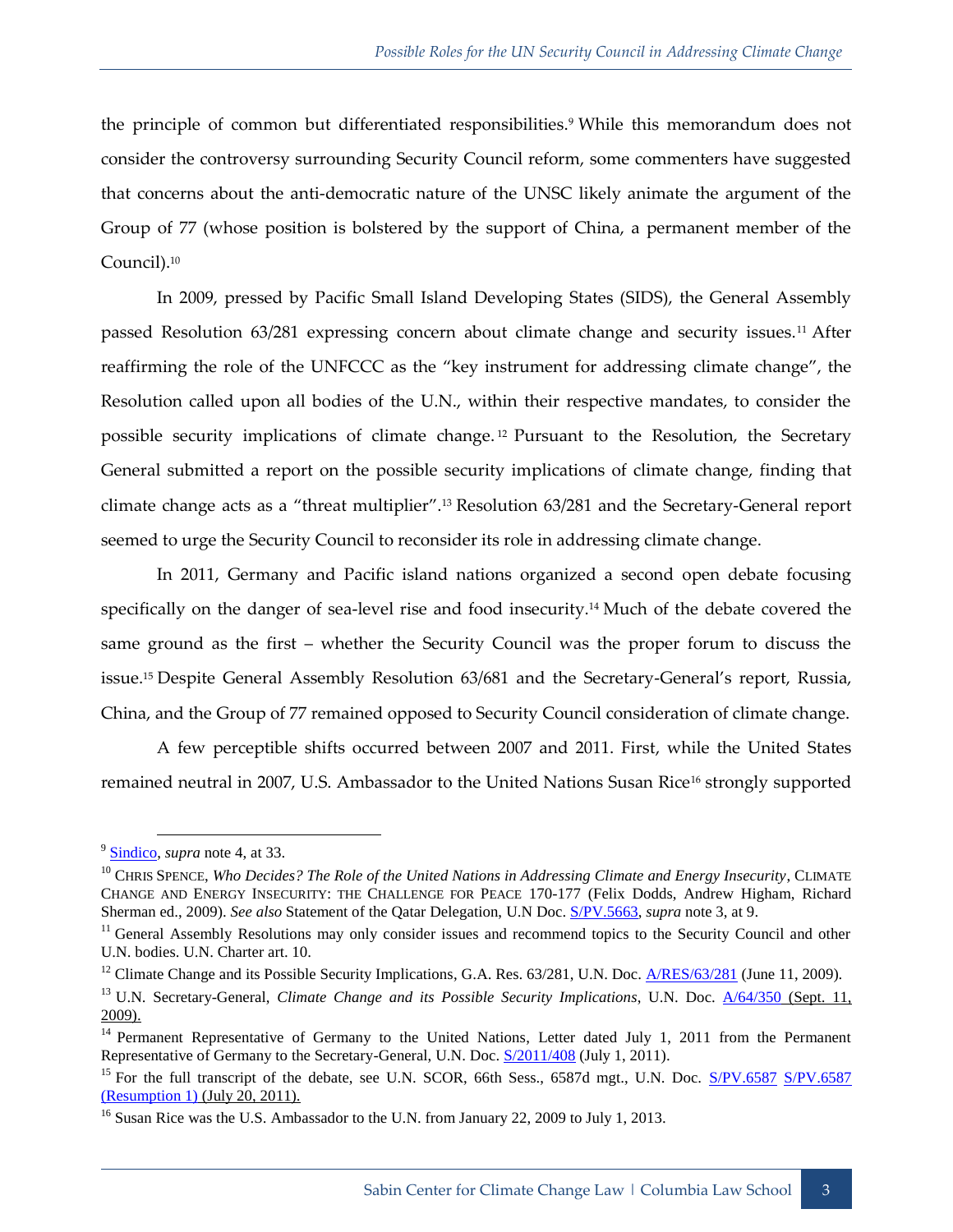the principle of common but differentiated responsibilities.[9] While this memorandum does not consider the controversy surrounding Security Council reform, some commenters have suggested that concerns about the anti-democratic nature of the UNSC likely animate the argument of the Group of 77 (whose position is bolstered by the support of China, a permanent member of the Council).[10]

In 2009, pressed by Pacific Small Island Developing States (SIDS), the General Assembly passed Resolution 63/281 expressing concern about climate change and security issues.[11] After reaffirming the role of the UNFCCC as the "key instrument for addressing climate change", the Resolution called upon all bodies of the U.N., within their respective mandates, to consider the possible security implications of climate change.[12] Pursuant to the Resolution, the Secretary General submitted a report on the possible security implications of climate change, finding that climate change acts as a "threat multiplier".[13] Resolution 63/281 and the Secretary-General report seemed to urge the Security Council to reconsider its role in addressing climate change.

In 2011, Germany and Pacific island nations organized a second open debate focusing specifically on the danger of sea-level rise and food insecurity.[14] Much of the debate covered the same ground as the first – whether the Security Council was the proper forum to discuss the issue.[15] Despite General Assembly Resolution 63/681 and the Secretary-General's report, Russia, China, and the Group of 77 remained opposed to Security Council consideration of climate change.

A few perceptible shifts occurred between 2007 and 2011. First, while the United States remained neutral in 2007, U.S. Ambassador to the United Nations Susan Rice[16] strongly supported

---

[9] Sindico, *supra* note 4, at 33.

[10] CHRIS SPENCE, *Who Decides? The Role of the United Nations in Addressing Climate and Energy Insecurity*, CLIMATE CHANGE AND ENERGY INSECURITY: THE CHALLENGE FOR PEACE 170-177 (Felix Dodds, Andrew Higham, Richard Sherman ed., 2009). *See also* Statement of the Qatar Delegation, U.N Doc. S/PV.5663, *supra* note 3, at 9.

[11] General Assembly Resolutions may only consider issues and recommend topics to the Security Council and other U.N. bodies. U.N. Charter art. 10.

[12] Climate Change and its Possible Security Implications, G.A. Res. 63/281, U.N. Doc. A/RES/63/281 (June 11, 2009).

[13] U.N. Secretary-General, *Climate Change and its Possible Security Implications*, U.N. Doc. A/64/350 (Sept. 11, 2009).

[14] Permanent Representative of Germany to the United Nations, Letter dated July 1, 2011 from the Permanent Representative of Germany to the Secretary-General, U.N. Doc. S/2011/408 (July 1, 2011).

[15] For the full transcript of the debate, see U.N. SCOR, 66th Sess., 6587d mgt., U.N. Doc. S/PV.6587 S/PV.6587 (Resumption 1) (July 20, 2011).

[16] Susan Rice was the U.S. Ambassador to the U.N. from January 22, 2009 to July 1, 2013.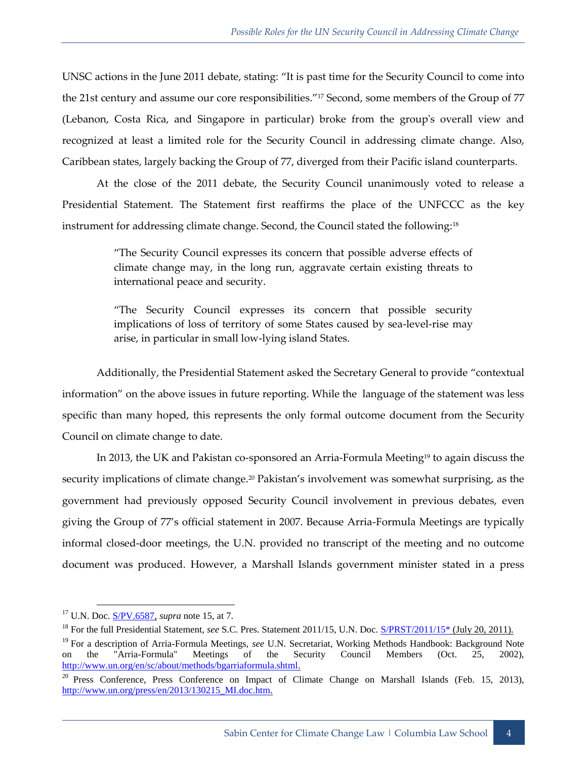UNSC actions in the June 2011 debate, stating: "It is past time for the Security Council to come into the 21st century and assume our core responsibilities."[17] Second, some members of the Group of 77 (Lebanon, Costa Rica, and Singapore in particular) broke from the group's overall view and recognized at least a limited role for the Security Council in addressing climate change. Also, Caribbean states, largely backing the Group of 77, diverged from their Pacific island counterparts.

At the close of the 2011 debate, the Security Council unanimously voted to release a Presidential Statement. The Statement first reaffirms the place of the UNFCCC as the key instrument for addressing climate change. Second, the Council stated the following:[18]

> "The Security Council expresses its concern that possible adverse effects of climate change may, in the long run, aggravate certain existing threats to international peace and security.
>
> "The Security Council expresses its concern that possible security implications of loss of territory of some States caused by sea-level-rise may arise, in particular in small low-lying island States.

Additionally, the Presidential Statement asked the Secretary General to provide "contextual information" on the above issues in future reporting. While the language of the statement was less specific than many hoped, this represents the only formal outcome document from the Security Council on climate change to date.

In 2013, the UK and Pakistan co-sponsored an Arria-Formula Meeting[19] to again discuss the security implications of climate change.[20] Pakistan's involvement was somewhat surprising, as the government had previously opposed Security Council involvement in previous debates, even giving the Group of 77's official statement in 2007. Because Arria-Formula Meetings are typically informal closed-door meetings, the U.N. provided no transcript of the meeting and no outcome document was produced. However, a Marshall Islands government minister stated in a press

---

[17] U.N. Doc. S/PV.6587, *supra* note 15, at 7.

[18] For the full Presidential Statement, *see* S.C. Pres. Statement 2011/15, U.N. Doc. S/PRST/2011/15* (July 20, 2011).

[19] For a description of Arria-Formula Meetings, *see* U.N. Secretariat, Working Methods Handbook: Background Note on the "Arria-Formula" Meetings of the Security Council Members (Oct. 25, 2002), http://www.un.org/en/sc/about/methods/bgarriaformula.shtml.

[20] Press Conference, Press Conference on Impact of Climate Change on Marshall Islands (Feb. 15, 2013), http://www.un.org/press/en/2013/130215_MI.doc.htm.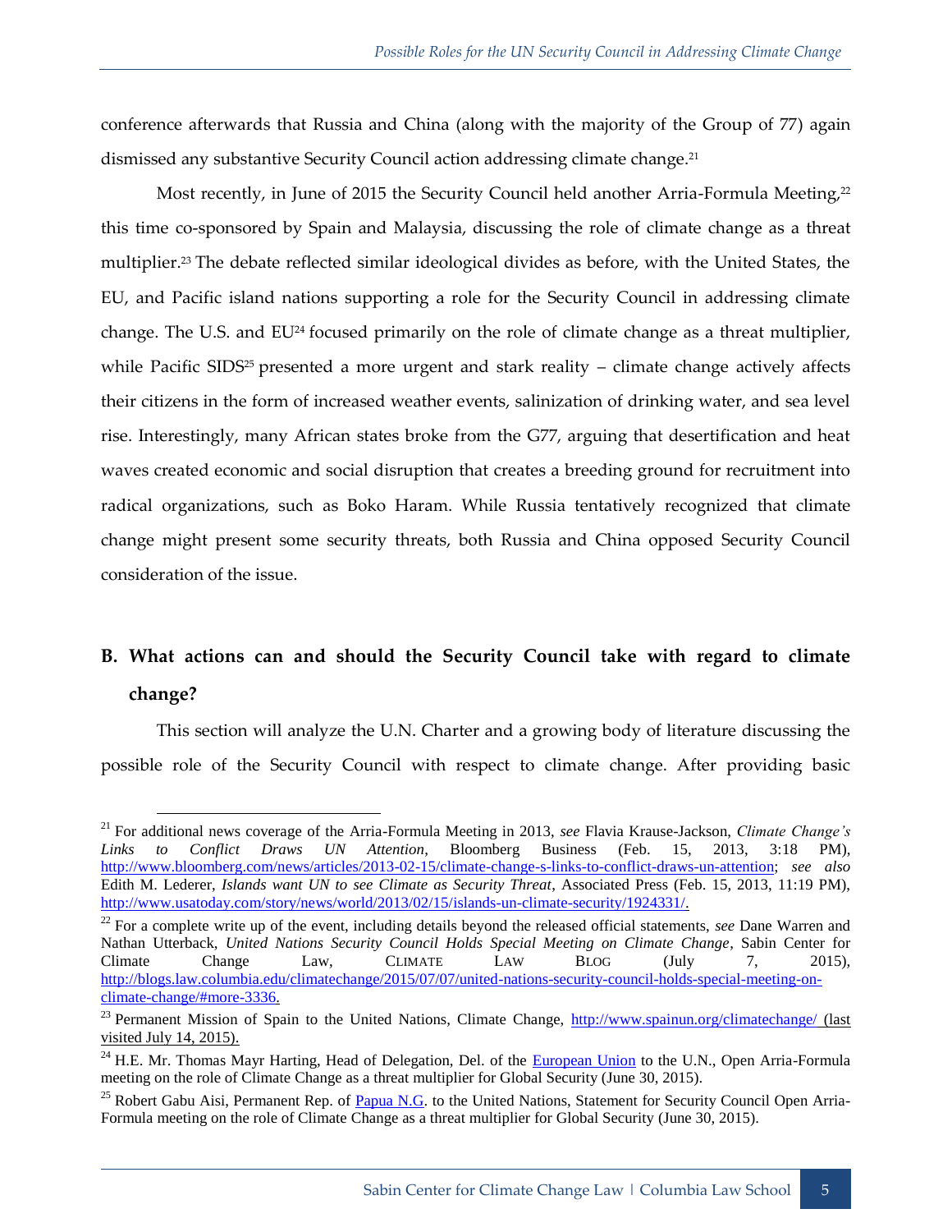conference afterwards that Russia and China (along with the majority of the Group of 77) again dismissed any substantive Security Council action addressing climate change.[21]

Most recently, in June of 2015 the Security Council held another Arria-Formula Meeting,[22] this time co-sponsored by Spain and Malaysia, discussing the role of climate change as a threat multiplier.[23] The debate reflected similar ideological divides as before, with the United States, the EU, and Pacific island nations supporting a role for the Security Council in addressing climate change. The U.S. and EU[24] focused primarily on the role of climate change as a threat multiplier, while Pacific SIDS[25] presented a more urgent and stark reality – climate change actively affects their citizens in the form of increased weather events, salinization of drinking water, and sea level rise. Interestingly, many African states broke from the G77, arguing that desertification and heat waves created economic and social disruption that creates a breeding ground for recruitment into radical organizations, such as Boko Haram. While Russia tentatively recognized that climate change might present some security threats, both Russia and China opposed Security Council consideration of the issue.

## B. What actions can and should the Security Council take with regard to climate change?

This section will analyze the U.N. Charter and a growing body of literature discussing the possible role of the Security Council with respect to climate change. After providing basic

---

[21] For additional news coverage of the Arria-Formula Meeting in 2013, *see* Flavia Krause-Jackson, *Climate Change's Links to Conflict Draws UN Attention*, Bloomberg Business (Feb. 15, 2013, 3:18 PM), http://www.bloomberg.com/news/articles/2013-02-15/climate-change-s-links-to-conflict-draws-un-attention; *see also* Edith M. Lederer, *Islands want UN to see Climate as Security Threat*, Associated Press (Feb. 15, 2013, 11:19 PM), http://www.usatoday.com/story/news/world/2013/02/15/islands-un-climate-security/1924331/.

[22] For a complete write up of the event, including details beyond the released official statements, *see* Dane Warren and Nathan Utterback, *United Nations Security Council Holds Special Meeting on Climate Change*, Sabin Center for Climate Change Law, CLIMATE LAW BLOG (July 7, 2015), http://blogs.law.columbia.edu/climatechange/2015/07/07/united-nations-security-council-holds-special-meeting-on-climate-change/#more-3336.

[23] Permanent Mission of Spain to the United Nations, Climate Change, http://www.spainun.org/climatechange/ (last visited July 14, 2015).

[24] H.E. Mr. Thomas Mayr Harting, Head of Delegation, Del. of the European Union to the U.N., Open Arria-Formula meeting on the role of Climate Change as a threat multiplier for Global Security (June 30, 2015).

[25] Robert Gabu Aisi, Permanent Rep. of Papua N.G. to the United Nations, Statement for Security Council Open Arria-Formula meeting on the role of Climate Change as a threat multiplier for Global Security (June 30, 2015).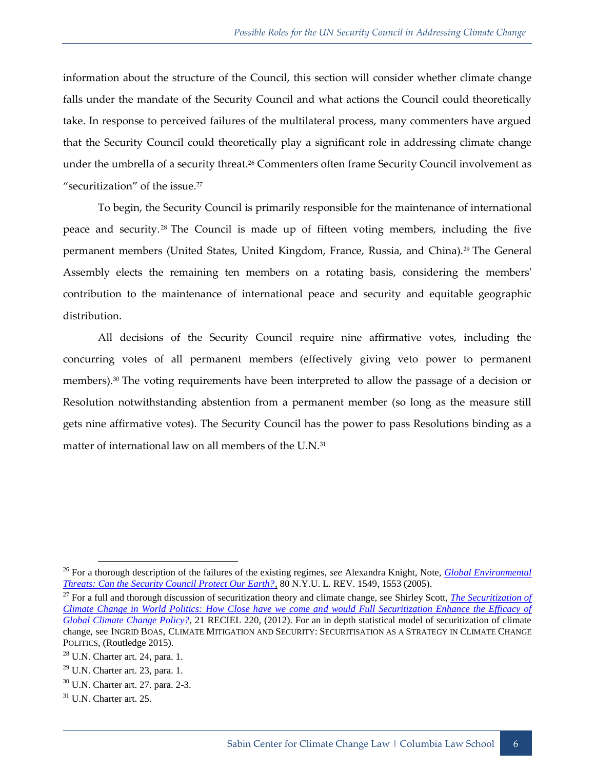information about the structure of the Council, this section will consider whether climate change falls under the mandate of the Security Council and what actions the Council could theoretically take. In response to perceived failures of the multilateral process, many commenters have argued that the Security Council could theoretically play a significant role in addressing climate change under the umbrella of a security threat.[26] Commenters often frame Security Council involvement as "securitization" of the issue.[27]

To begin, the Security Council is primarily responsible for the maintenance of international peace and security.[28] The Council is made up of fifteen voting members, including the five permanent members (United States, United Kingdom, France, Russia, and China).[29] The General Assembly elects the remaining ten members on a rotating basis, considering the members' contribution to the maintenance of international peace and security and equitable geographic distribution.

All decisions of the Security Council require nine affirmative votes, including the concurring votes of all permanent members (effectively giving veto power to permanent members).[30] The voting requirements have been interpreted to allow the passage of a decision or Resolution notwithstanding abstention from a permanent member (so long as the measure still gets nine affirmative votes). The Security Council has the power to pass Resolutions binding as a matter of international law on all members of the U.N.[31]

---

[26] For a thorough description of the failures of the existing regimes, *see* Alexandra Knight, Note, *Global Environmental Threats: Can the Security Council Protect Our Earth?*, 80 N.Y.U. L. REV. 1549, 1553 (2005).

[27] For a full and thorough discussion of securitization theory and climate change, see Shirley Scott, *The Securitization of Climate Change in World Politics: How Close have we come and would Full Securitization Enhance the Efficacy of Global Climate Change Policy?*, 21 RECIEL 220, (2012). For an in depth statistical model of securitization of climate change, see INGRID BOAS, CLIMATE MITIGATION AND SECURITY: SECURITISATION AS A STRATEGY IN CLIMATE CHANGE POLITICS, (Routledge 2015).

[28] U.N. Charter art. 24, para. 1.

[29] U.N. Charter art. 23, para. 1.

[30] U.N. Charter art. 27. para. 2-3.

[31] U.N. Charter art. 25.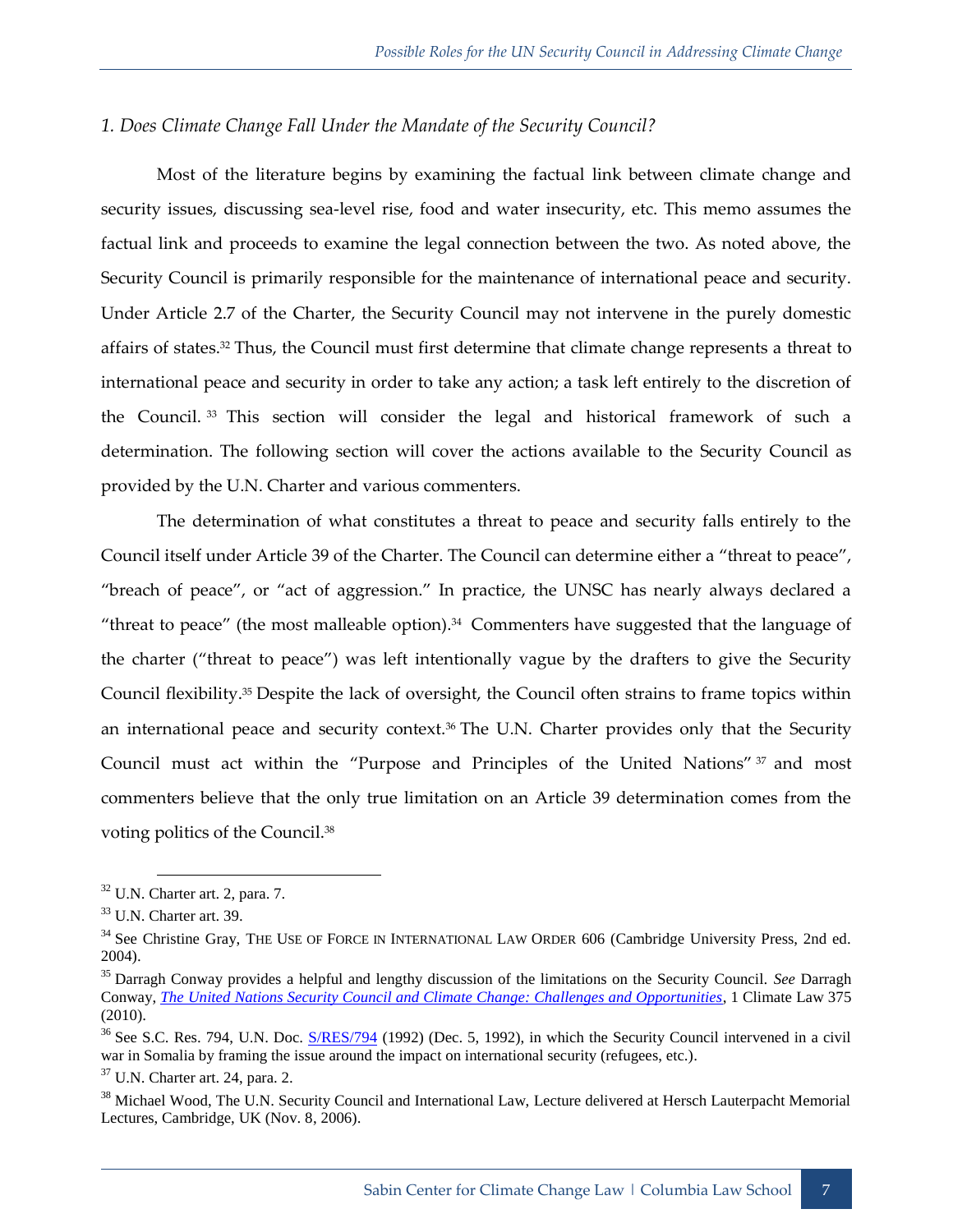### *1. Does Climate Change Fall Under the Mandate of the Security Council?*

Most of the literature begins by examining the factual link between climate change and security issues, discussing sea-level rise, food and water insecurity, etc. This memo assumes the factual link and proceeds to examine the legal connection between the two. As noted above, the Security Council is primarily responsible for the maintenance of international peace and security. Under Article 2.7 of the Charter, the Security Council may not intervene in the purely domestic affairs of states.[32] Thus, the Council must first determine that climate change represents a threat to international peace and security in order to take any action; a task left entirely to the discretion of the Council.[33] This section will consider the legal and historical framework of such a determination. The following section will cover the actions available to the Security Council as provided by the U.N. Charter and various commenters.

The determination of what constitutes a threat to peace and security falls entirely to the Council itself under Article 39 of the Charter. The Council can determine either a "threat to peace", "breach of peace", or "act of aggression." In practice, the UNSC has nearly always declared a "threat to peace" (the most malleable option).[34] Commenters have suggested that the language of the charter ("threat to peace") was left intentionally vague by the drafters to give the Security Council flexibility.[35] Despite the lack of oversight, the Council often strains to frame topics within an international peace and security context.[36] The U.N. Charter provides only that the Security Council must act within the "Purpose and Principles of the United Nations"[37] and most commenters believe that the only true limitation on an Article 39 determination comes from the voting politics of the Council.[38]

---

[32] U.N. Charter art. 2, para. 7.

[33] U.N. Charter art. 39.

[34] See Christine Gray, THE USE OF FORCE IN INTERNATIONAL LAW ORDER 606 (Cambridge University Press, 2nd ed. 2004).

[35] Darragh Conway provides a helpful and lengthy discussion of the limitations on the Security Council. *See* Darragh Conway, *The United Nations Security Council and Climate Change: Challenges and Opportunities*, 1 Climate Law 375 (2010).

[36] See S.C. Res. 794, U.N. Doc. S/RES/794 (1992) (Dec. 5, 1992), in which the Security Council intervened in a civil war in Somalia by framing the issue around the impact on international security (refugees, etc.).

[37] U.N. Charter art. 24, para. 2.

[38] Michael Wood, The U.N. Security Council and International Law, Lecture delivered at Hersch Lauterpacht Memorial Lectures, Cambridge, UK (Nov. 8, 2006).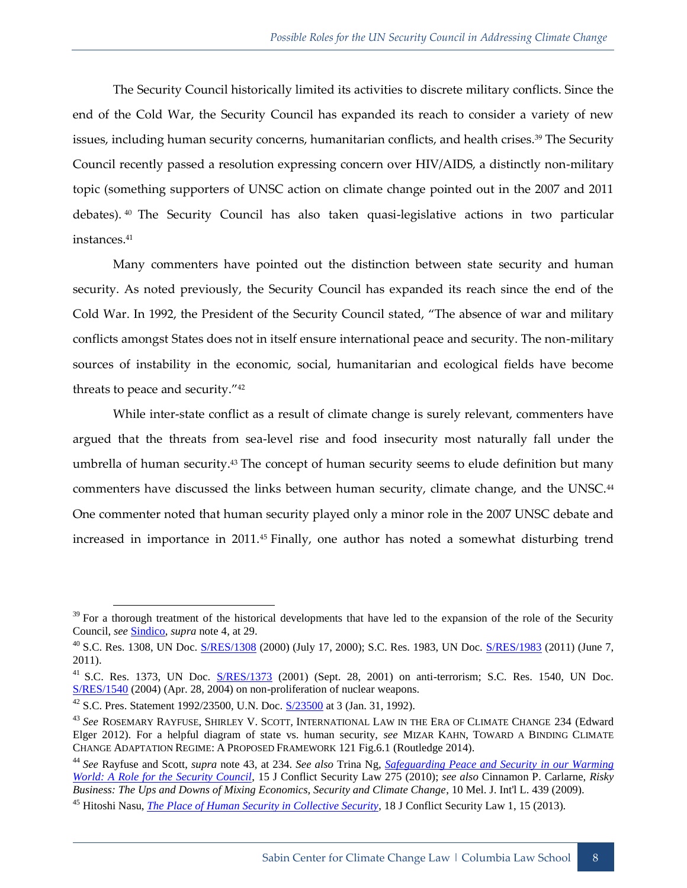The Security Council historically limited its activities to discrete military conflicts. Since the end of the Cold War, the Security Council has expanded its reach to consider a variety of new issues, including human security concerns, humanitarian conflicts, and health crises.[39] The Security Council recently passed a resolution expressing concern over HIV/AIDS, a distinctly non-military topic (something supporters of UNSC action on climate change pointed out in the 2007 and 2011 debates).[40] The Security Council has also taken quasi-legislative actions in two particular instances.[41]

Many commenters have pointed out the distinction between state security and human security. As noted previously, the Security Council has expanded its reach since the end of the Cold War. In 1992, the President of the Security Council stated, "The absence of war and military conflicts amongst States does not in itself ensure international peace and security. The non-military sources of instability in the economic, social, humanitarian and ecological fields have become threats to peace and security."[42]

While inter-state conflict as a result of climate change is surely relevant, commenters have argued that the threats from sea-level rise and food insecurity most naturally fall under the umbrella of human security.[43] The concept of human security seems to elude definition but many commenters have discussed the links between human security, climate change, and the UNSC.[44] One commenter noted that human security played only a minor role in the 2007 UNSC debate and increased in importance in 2011.[45] Finally, one author has noted a somewhat disturbing trend

---

[39] For a thorough treatment of the historical developments that have led to the expansion of the role of the Security Council, *see* Sindico, *supra* note 4, at 29.

[40] S.C. Res. 1308, UN Doc. S/RES/1308 (2000) (July 17, 2000); S.C. Res. 1983, UN Doc. S/RES/1983 (2011) (June 7, 2011).

[41] S.C. Res. 1373, UN Doc. S/RES/1373 (2001) (Sept. 28, 2001) on anti-terrorism; S.C. Res. 1540, UN Doc. S/RES/1540 (2004) (Apr. 28, 2004) on non-proliferation of nuclear weapons.

[42] S.C. Pres. Statement 1992/23500, U.N. Doc. S/23500 at 3 (Jan. 31, 1992).

[43] *See* ROSEMARY RAYFUSE, SHIRLEY V. SCOTT, INTERNATIONAL LAW IN THE ERA OF CLIMATE CHANGE 234 (Edward Elger 2012). For a helpful diagram of state vs. human security, *see* MIZAR KAHN, TOWARD A BINDING CLIMATE CHANGE ADAPTATION REGIME: A PROPOSED FRAMEWORK 121 Fig.6.1 (Routledge 2014).

[44] *See* Rayfuse and Scott, *supra* note 43, at 234. *See also* Trina Ng, *Safeguarding Peace and Security in our Warming World: A Role for the Security Council*, 15 J Conflict Security Law 275 (2010); *see also* Cinnamon P. Carlarne, *Risky Business: The Ups and Downs of Mixing Economics, Security and Climate Change*, 10 Mel. J. Int'l L. 439 (2009).

[45] Hitoshi Nasu, *The Place of Human Security in Collective Security*, 18 J Conflict Security Law 1, 15 (2013).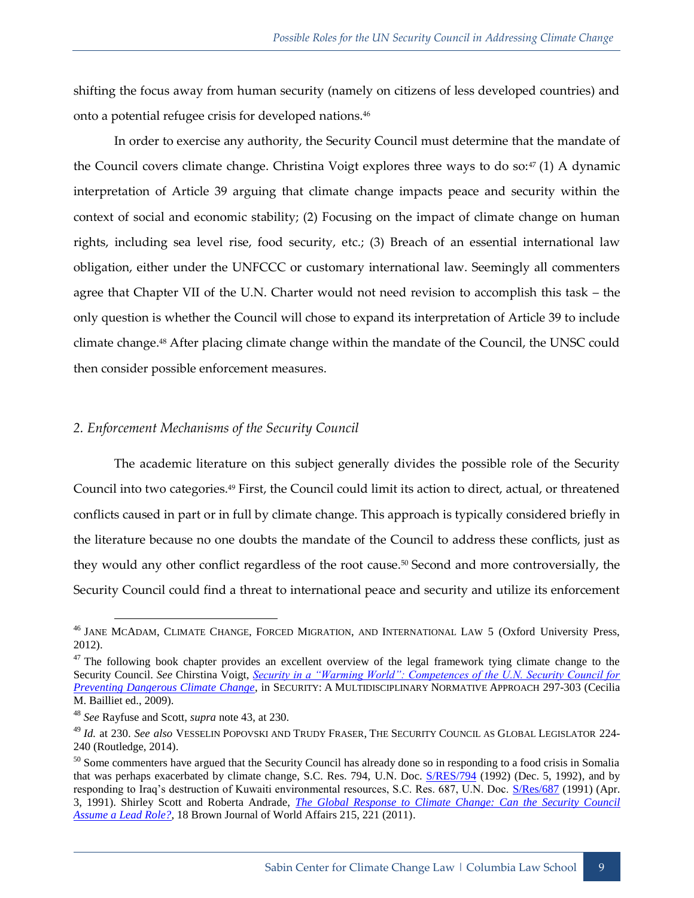shifting the focus away from human security (namely on citizens of less developed countries) and onto a potential refugee crisis for developed nations.[46]

In order to exercise any authority, the Security Council must determine that the mandate of the Council covers climate change. Christina Voigt explores three ways to do so:[47] (1) A dynamic interpretation of Article 39 arguing that climate change impacts peace and security within the context of social and economic stability; (2) Focusing on the impact of climate change on human rights, including sea level rise, food security, etc.; (3) Breach of an essential international law obligation, either under the UNFCCC or customary international law. Seemingly all commenters agree that Chapter VII of the U.N. Charter would not need revision to accomplish this task – the only question is whether the Council will chose to expand its interpretation of Article 39 to include climate change.[48] After placing climate change within the mandate of the Council, the UNSC could then consider possible enforcement measures.

### *2. Enforcement Mechanisms of the Security Council*

The academic literature on this subject generally divides the possible role of the Security Council into two categories.[49] First, the Council could limit its action to direct, actual, or threatened conflicts caused in part or in full by climate change. This approach is typically considered briefly in the literature because no one doubts the mandate of the Council to address these conflicts, just as they would any other conflict regardless of the root cause.[50] Second and more controversially, the Security Council could find a threat to international peace and security and utilize its enforcement

---

[46] JANE MCADAM, CLIMATE CHANGE, FORCED MIGRATION, AND INTERNATIONAL LAW 5 (Oxford University Press, 2012).

[47] The following book chapter provides an excellent overview of the legal framework tying climate change to the Security Council. *See* Chirstina Voigt, *Security in a "Warming World": Competences of the U.N. Security Council for Preventing Dangerous Climate Change*, in SECURITY: A MULTIDISCIPLINARY NORMATIVE APPROACH 297-303 (Cecilia M. Bailliet ed., 2009).

[48] *See* Rayfuse and Scott, *supra* note 43, at 230.

[49] *Id.* at 230. *See also* VESSELIN POPOVSKI AND TRUDY FRASER, THE SECURITY COUNCIL AS GLOBAL LEGISLATOR 224-240 (Routledge, 2014).

[50] Some commenters have argued that the Security Council has already done so in responding to a food crisis in Somalia that was perhaps exacerbated by climate change, S.C. Res. 794, U.N. Doc. S/RES/794 (1992) (Dec. 5, 1992), and by responding to Iraq's destruction of Kuwaiti environmental resources, S.C. Res. 687, U.N. Doc. S/Res/687 (1991) (Apr. 3, 1991). Shirley Scott and Roberta Andrade, *The Global Response to Climate Change: Can the Security Council Assume a Lead Role?*, 18 Brown Journal of World Affairs 215, 221 (2011).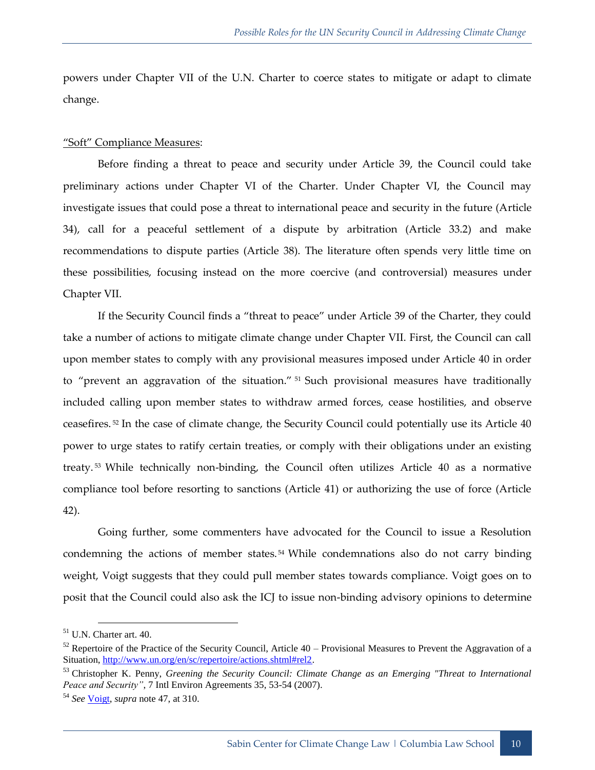powers under Chapter VII of the U.N. Charter to coerce states to mitigate or adapt to climate change.

<u>"Soft" Compliance Measures</u>:

Before finding a threat to peace and security under Article 39, the Council could take preliminary actions under Chapter VI of the Charter. Under Chapter VI, the Council may investigate issues that could pose a threat to international peace and security in the future (Article 34), call for a peaceful settlement of a dispute by arbitration (Article 33.2) and make recommendations to dispute parties (Article 38). The literature often spends very little time on these possibilities, focusing instead on the more coercive (and controversial) measures under Chapter VII.

If the Security Council finds a "threat to peace" under Article 39 of the Charter, they could take a number of actions to mitigate climate change under Chapter VII. First, the Council can call upon member states to comply with any provisional measures imposed under Article 40 in order to "prevent an aggravation of the situation."[51] Such provisional measures have traditionally included calling upon member states to withdraw armed forces, cease hostilities, and observe ceasefires.[52] In the case of climate change, the Security Council could potentially use its Article 40 power to urge states to ratify certain treaties, or comply with their obligations under an existing treaty.[53] While technically non-binding, the Council often utilizes Article 40 as a normative compliance tool before resorting to sanctions (Article 41) or authorizing the use of force (Article 42).

Going further, some commenters have advocated for the Council to issue a Resolution condemning the actions of member states.[54] While condemnations also do not carry binding weight, Voigt suggests that they could pull member states towards compliance. Voigt goes on to posit that the Council could also ask the ICJ to issue non-binding advisory opinions to determine

---

[51] U.N. Charter art. 40.

[52] Repertoire of the Practice of the Security Council, Article 40 – Provisional Measures to Prevent the Aggravation of a Situation, http://www.un.org/en/sc/repertoire/actions.shtml#rel2.

[53] Christopher K. Penny, *Greening the Security Council: Climate Change as an Emerging "Threat to International Peace and Security"*, 7 Intl Environ Agreements 35, 53-54 (2007).

[54] *See* Voigt, *supra* note 47, at 310.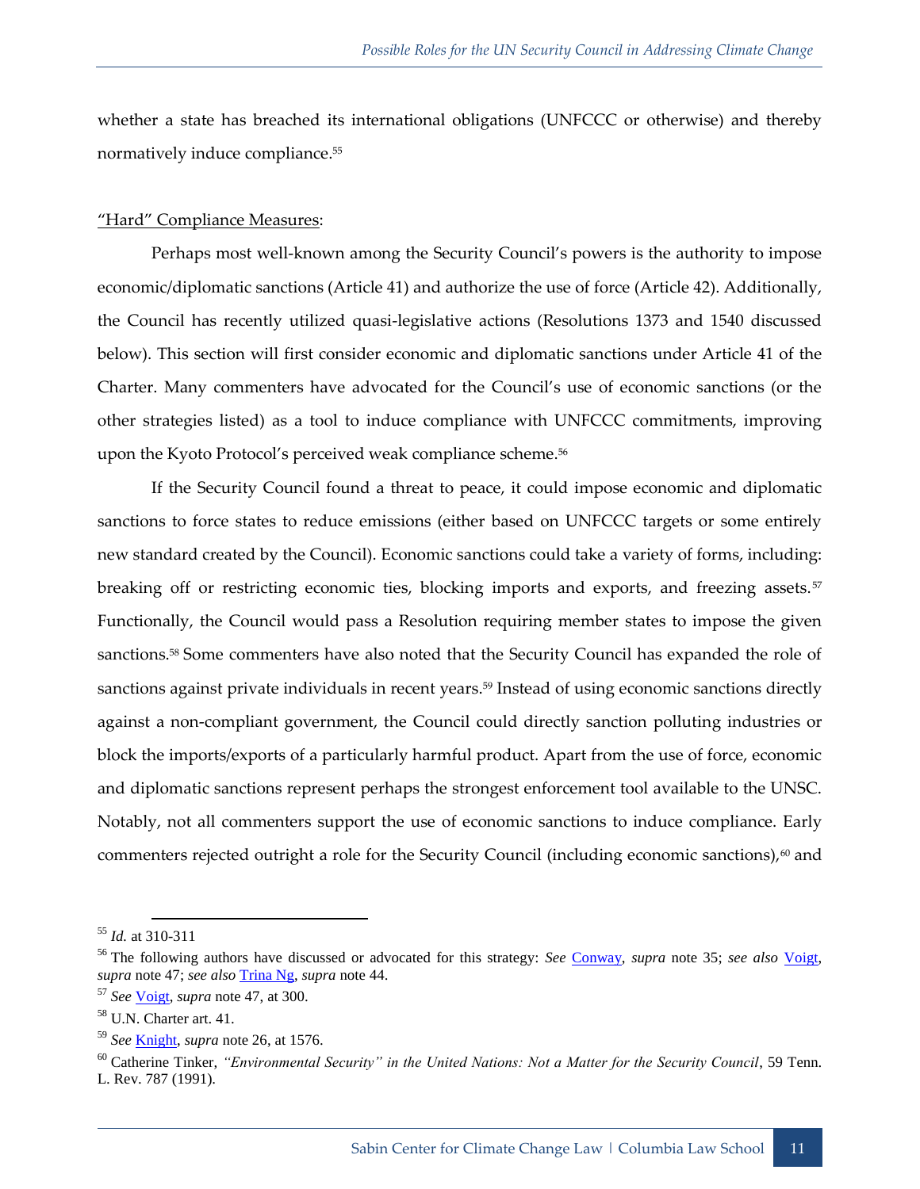whether a state has breached its international obligations (UNFCCC or otherwise) and thereby normatively induce compliance.[55]

<u>"Hard" Compliance Measures</u>:

Perhaps most well-known among the Security Council's powers is the authority to impose economic/diplomatic sanctions (Article 41) and authorize the use of force (Article 42). Additionally, the Council has recently utilized quasi-legislative actions (Resolutions 1373 and 1540 discussed below). This section will first consider economic and diplomatic sanctions under Article 41 of the Charter. Many commenters have advocated for the Council's use of economic sanctions (or the other strategies listed) as a tool to induce compliance with UNFCCC commitments, improving upon the Kyoto Protocol's perceived weak compliance scheme.[56]

If the Security Council found a threat to peace, it could impose economic and diplomatic sanctions to force states to reduce emissions (either based on UNFCCC targets or some entirely new standard created by the Council). Economic sanctions could take a variety of forms, including: breaking off or restricting economic ties, blocking imports and exports, and freezing assets.[57] Functionally, the Council would pass a Resolution requiring member states to impose the given sanctions.[58] Some commenters have also noted that the Security Council has expanded the role of sanctions against private individuals in recent years.[59] Instead of using economic sanctions directly against a non-compliant government, the Council could directly sanction polluting industries or block the imports/exports of a particularly harmful product. Apart from the use of force, economic and diplomatic sanctions represent perhaps the strongest enforcement tool available to the UNSC. Notably, not all commenters support the use of economic sanctions to induce compliance. Early commenters rejected outright a role for the Security Council (including economic sanctions),[60] and

---

[55] *Id.* at 310-311

[56] The following authors have discussed or advocated for this strategy: *See* Conway, *supra* note 35; *see also* Voigt, *supra* note 47; *see also* Trina Ng, *supra* note 44.

[57] *See* Voigt, *supra* note 47, at 300.

[58] U.N. Charter art. 41.

[59] *See* Knight, *supra* note 26, at 1576.

[60] Catherine Tinker, *"Environmental Security" in the United Nations: Not a Matter for the Security Council*, 59 Tenn. L. Rev. 787 (1991).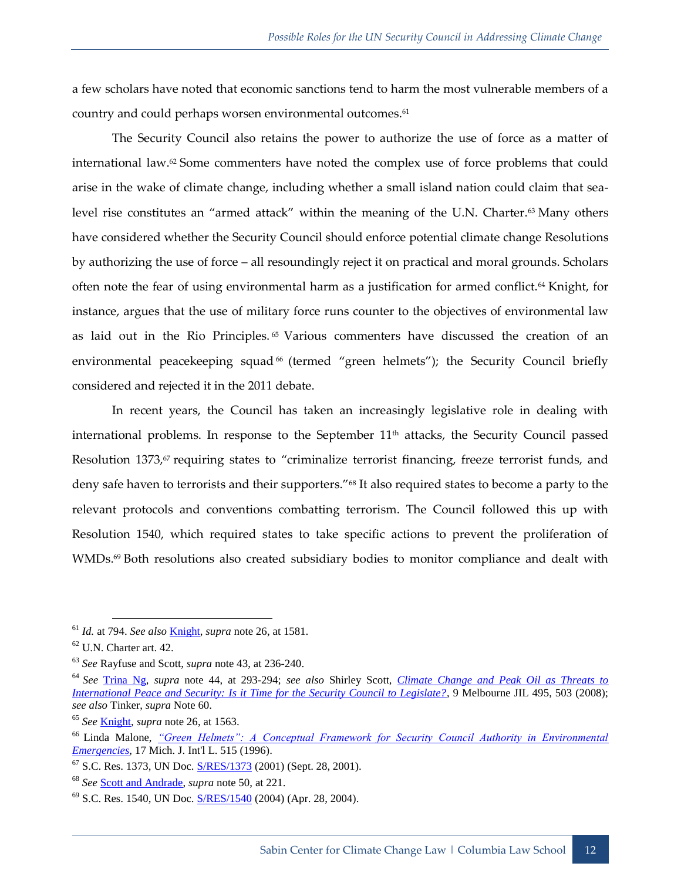a few scholars have noted that economic sanctions tend to harm the most vulnerable members of a country and could perhaps worsen environmental outcomes.[61]

The Security Council also retains the power to authorize the use of force as a matter of international law.[62] Some commenters have noted the complex use of force problems that could arise in the wake of climate change, including whether a small island nation could claim that sea-level rise constitutes an "armed attack" within the meaning of the U.N. Charter.[63] Many others have considered whether the Security Council should enforce potential climate change Resolutions by authorizing the use of force – all resoundingly reject it on practical and moral grounds. Scholars often note the fear of using environmental harm as a justification for armed conflict.[64] Knight, for instance, argues that the use of military force runs counter to the objectives of environmental law as laid out in the Rio Principles.[65] Various commenters have discussed the creation of an environmental peacekeeping squad[66] (termed "green helmets"); the Security Council briefly considered and rejected it in the 2011 debate.

In recent years, the Council has taken an increasingly legislative role in dealing with international problems. In response to the September 11th attacks, the Security Council passed Resolution 1373,[67] requiring states to "criminalize terrorist financing, freeze terrorist funds, and deny safe haven to terrorists and their supporters."[68] It also required states to become a party to the relevant protocols and conventions combatting terrorism. The Council followed this up with Resolution 1540, which required states to take specific actions to prevent the proliferation of WMDs.[69] Both resolutions also created subsidiary bodies to monitor compliance and dealt with

---

[61] *Id.* at 794. *See also* Knight, *supra* note 26, at 1581.

[62] U.N. Charter art. 42.

[63] *See* Rayfuse and Scott, *supra* note 43, at 236-240.

[64] *See* Trina Ng, *supra* note 44, at 293-294; *see also* Shirley Scott, *Climate Change and Peak Oil as Threats to International Peace and Security: Is it Time for the Security Council to Legislate?*, 9 Melbourne JIL 495, 503 (2008); *see also* Tinker, *supra* Note 60.

[65] *See* Knight, *supra* note 26, at 1563.

[66] Linda Malone, *"Green Helmets": A Conceptual Framework for Security Council Authority in Environmental Emergencies*, 17 Mich. J. Int'l L. 515 (1996).

[67] S.C. Res. 1373, UN Doc. S/RES/1373 (2001) (Sept. 28, 2001).

[68] *See* Scott and Andrade, *supra* note 50, at 221.

[69] S.C. Res. 1540, UN Doc. S/RES/1540 (2004) (Apr. 28, 2004).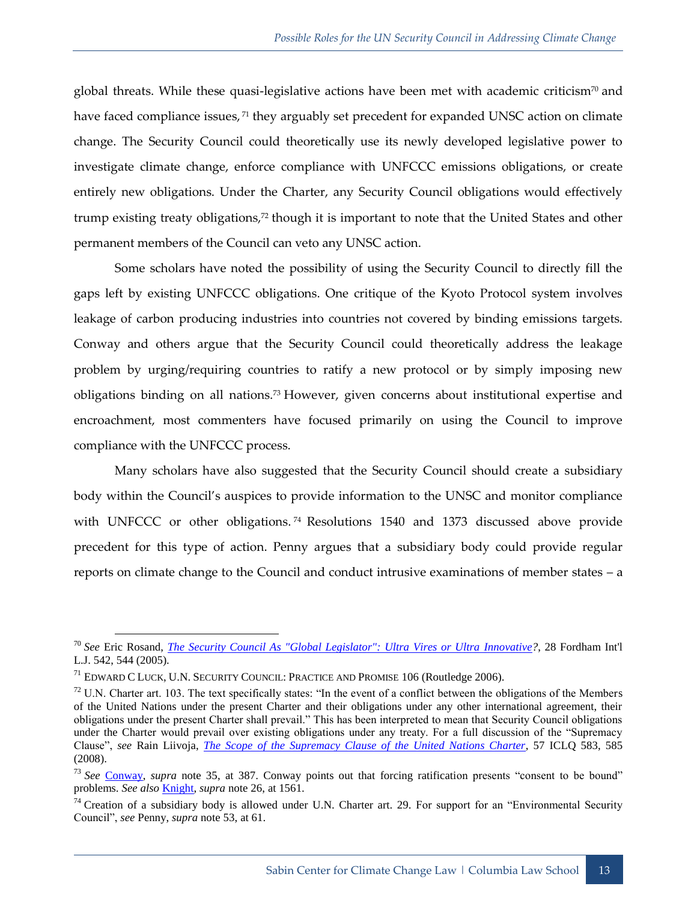global threats. While these quasi-legislative actions have been met with academic criticism[70] and have faced compliance issues,[71] they arguably set precedent for expanded UNSC action on climate change. The Security Council could theoretically use its newly developed legislative power to investigate climate change, enforce compliance with UNFCCC emissions obligations, or create entirely new obligations. Under the Charter, any Security Council obligations would effectively trump existing treaty obligations,[72] though it is important to note that the United States and other permanent members of the Council can veto any UNSC action.

Some scholars have noted the possibility of using the Security Council to directly fill the gaps left by existing UNFCCC obligations. One critique of the Kyoto Protocol system involves leakage of carbon producing industries into countries not covered by binding emissions targets. Conway and others argue that the Security Council could theoretically address the leakage problem by urging/requiring countries to ratify a new protocol or by simply imposing new obligations binding on all nations.[73] However, given concerns about institutional expertise and encroachment, most commenters have focused primarily on using the Council to improve compliance with the UNFCCC process.

Many scholars have also suggested that the Security Council should create a subsidiary body within the Council's auspices to provide information to the UNSC and monitor compliance with UNFCCC or other obligations.[74] Resolutions 1540 and 1373 discussed above provide precedent for this type of action. Penny argues that a subsidiary body could provide regular reports on climate change to the Council and conduct intrusive examinations of member states – a

---

[70] *See* Eric Rosand, *The Security Council As "Global Legislator": Ultra Vires or Ultra Innovative?*, 28 Fordham Int'l L.J. 542, 544 (2005).

[71] Edward C Luck, U.N. Security Council: Practice and Promise 106 (Routledge 2006).

[72] U.N. Charter art. 103. The text specifically states: "In the event of a conflict between the obligations of the Members of the United Nations under the present Charter and their obligations under any other international agreement, their obligations under the present Charter shall prevail." This has been interpreted to mean that Security Council obligations under the Charter would prevail over existing obligations under any treaty. For a full discussion of the "Supremacy Clause", *see* Rain Liivoja, *The Scope of the Supremacy Clause of the United Nations Charter*, 57 ICLQ 583, 585 (2008).

[73] *See* Conway, *supra* note 35, at 387. Conway points out that forcing ratification presents "consent to be bound" problems. *See also* Knight, *supra* note 26, at 1561.

[74] Creation of a subsidiary body is allowed under U.N. Charter art. 29. For support for an "Environmental Security Council", *see* Penny, *supra* note 53, at 61.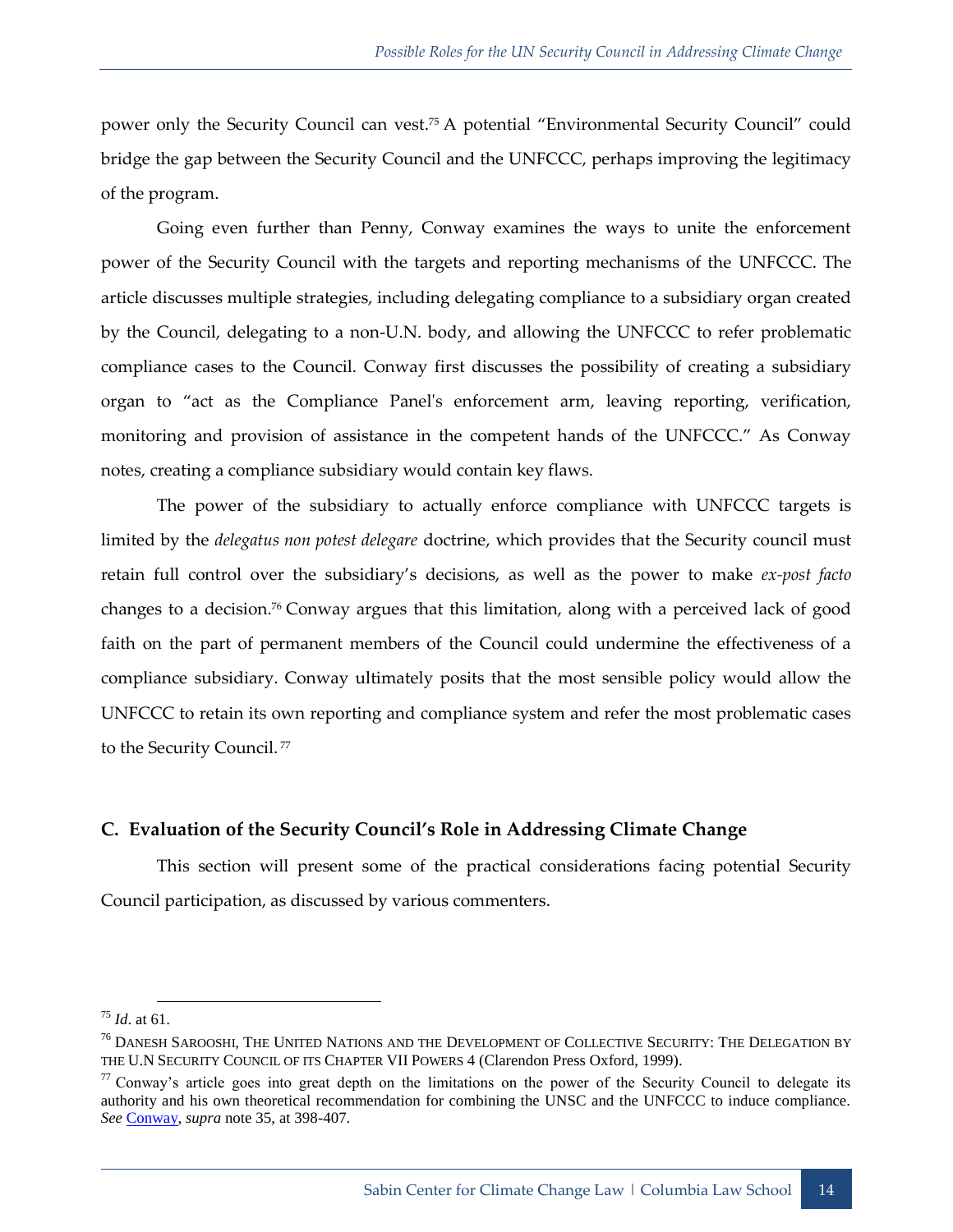power only the Security Council can vest.[75] A potential "Environmental Security Council" could bridge the gap between the Security Council and the UNFCCC, perhaps improving the legitimacy of the program.

Going even further than Penny, Conway examines the ways to unite the enforcement power of the Security Council with the targets and reporting mechanisms of the UNFCCC. The article discusses multiple strategies, including delegating compliance to a subsidiary organ created by the Council, delegating to a non-U.N. body, and allowing the UNFCCC to refer problematic compliance cases to the Council. Conway first discusses the possibility of creating a subsidiary organ to "act as the Compliance Panel's enforcement arm, leaving reporting, verification, monitoring and provision of assistance in the competent hands of the UNFCCC." As Conway notes, creating a compliance subsidiary would contain key flaws.

The power of the subsidiary to actually enforce compliance with UNFCCC targets is limited by the *delegatus non potest delegare* doctrine, which provides that the Security council must retain full control over the subsidiary's decisions, as well as the power to make *ex-post facto* changes to a decision.[76] Conway argues that this limitation, along with a perceived lack of good faith on the part of permanent members of the Council could undermine the effectiveness of a compliance subsidiary. Conway ultimately posits that the most sensible policy would allow the UNFCCC to retain its own reporting and compliance system and refer the most problematic cases to the Security Council.[77]

### C. Evaluation of the Security Council's Role in Addressing Climate Change

This section will present some of the practical considerations facing potential Security Council participation, as discussed by various commenters.

---

[75] *Id*. at 61.

[76] DANESH SAROOSHI, THE UNITED NATIONS AND THE DEVELOPMENT OF COLLECTIVE SECURITY: THE DELEGATION BY THE U.N SECURITY COUNCIL OF ITS CHAPTER VII POWERS 4 (Clarendon Press Oxford, 1999).

[77] Conway's article goes into great depth on the limitations on the power of the Security Council to delegate its authority and his own theoretical recommendation for combining the UNSC and the UNFCCC to induce compliance. *See* Conway, *supra* note 35, at 398-407.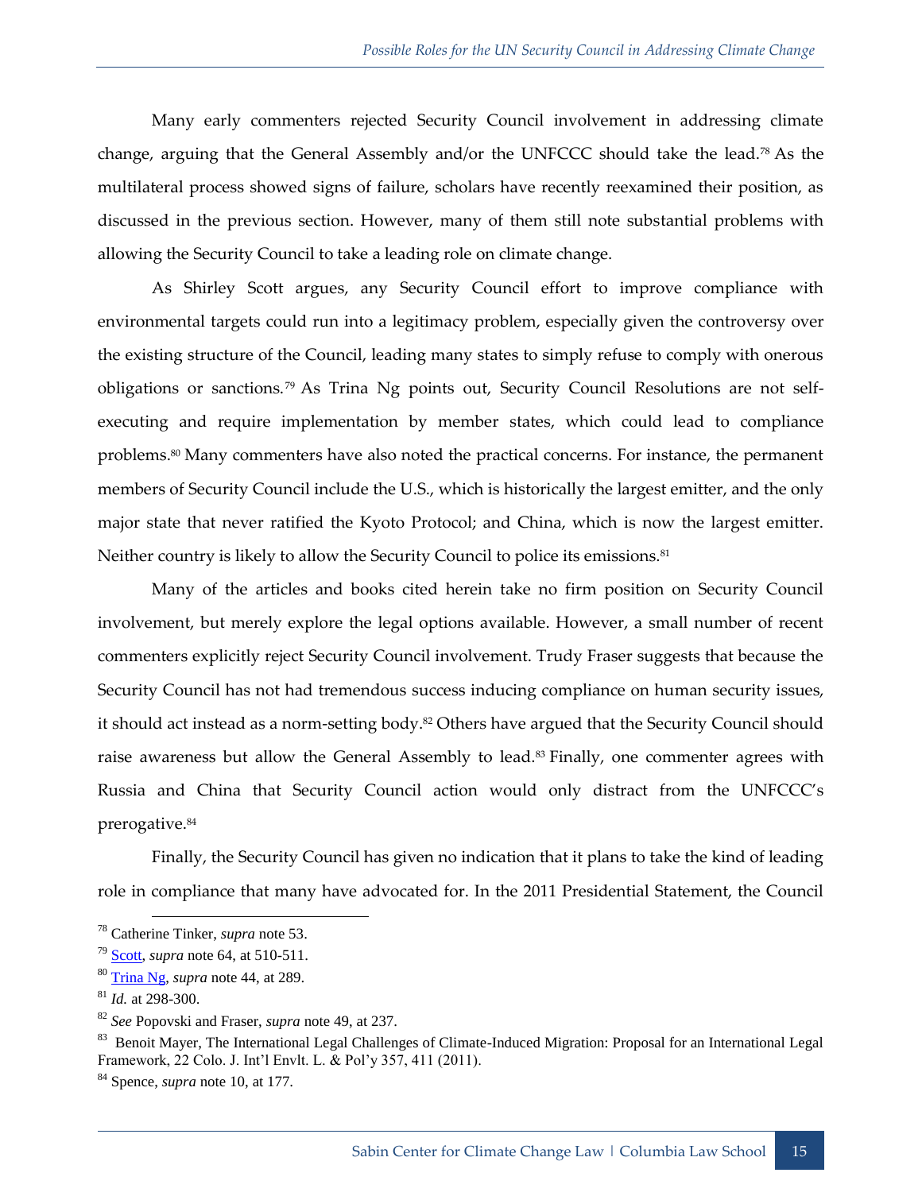Many early commenters rejected Security Council involvement in addressing climate change, arguing that the General Assembly and/or the UNFCCC should take the lead.[78] As the multilateral process showed signs of failure, scholars have recently reexamined their position, as discussed in the previous section. However, many of them still note substantial problems with allowing the Security Council to take a leading role on climate change.

As Shirley Scott argues, any Security Council effort to improve compliance with environmental targets could run into a legitimacy problem, especially given the controversy over the existing structure of the Council, leading many states to simply refuse to comply with onerous obligations or sanctions.[79] As Trina Ng points out, Security Council Resolutions are not self-executing and require implementation by member states, which could lead to compliance problems.[80] Many commenters have also noted the practical concerns. For instance, the permanent members of Security Council include the U.S., which is historically the largest emitter, and the only major state that never ratified the Kyoto Protocol; and China, which is now the largest emitter. Neither country is likely to allow the Security Council to police its emissions.[81]

Many of the articles and books cited herein take no firm position on Security Council involvement, but merely explore the legal options available. However, a small number of recent commenters explicitly reject Security Council involvement. Trudy Fraser suggests that because the Security Council has not had tremendous success inducing compliance on human security issues, it should act instead as a norm-setting body.[82] Others have argued that the Security Council should raise awareness but allow the General Assembly to lead.[83] Finally, one commenter agrees with Russia and China that Security Council action would only distract from the UNFCCC's prerogative.[84]

Finally, the Security Council has given no indication that it plans to take the kind of leading role in compliance that many have advocated for. In the 2011 Presidential Statement, the Council

---

[78] Catherine Tinker, *supra* note 53.

[79] Scott, *supra* note 64, at 510-511.

[80] Trina Ng, *supra* note 44, at 289.

[81] *Id.* at 298-300.

[82] *See* Popovski and Fraser, *supra* note 49, at 237.

[83] Benoit Mayer, The International Legal Challenges of Climate-Induced Migration: Proposal for an International Legal Framework, 22 Colo. J. Int'l Envlt. L. & Pol'y 357, 411 (2011).

[84] Spence, *supra* note 10, at 177.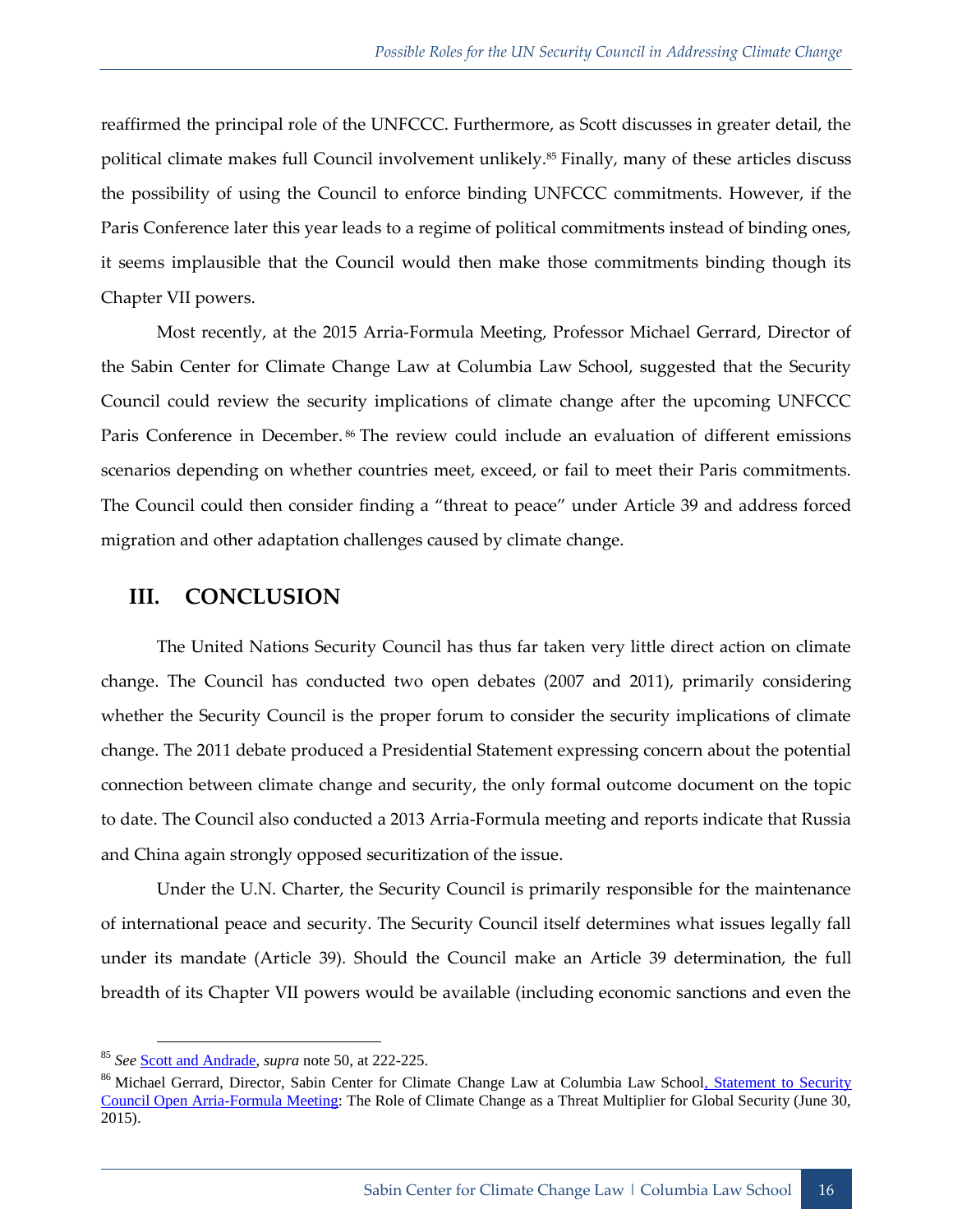reaffirmed the principal role of the UNFCCC. Furthermore, as Scott discusses in greater detail, the political climate makes full Council involvement unlikely.[85] Finally, many of these articles discuss the possibility of using the Council to enforce binding UNFCCC commitments. However, if the Paris Conference later this year leads to a regime of political commitments instead of binding ones, it seems implausible that the Council would then make those commitments binding though its Chapter VII powers.

Most recently, at the 2015 Arria-Formula Meeting, Professor Michael Gerrard, Director of the Sabin Center for Climate Change Law at Columbia Law School, suggested that the Security Council could review the security implications of climate change after the upcoming UNFCCC Paris Conference in December.[86] The review could include an evaluation of different emissions scenarios depending on whether countries meet, exceed, or fail to meet their Paris commitments. The Council could then consider finding a "threat to peace" under Article 39 and address forced migration and other adaptation challenges caused by climate change.

## III. CONCLUSION

The United Nations Security Council has thus far taken very little direct action on climate change. The Council has conducted two open debates (2007 and 2011), primarily considering whether the Security Council is the proper forum to consider the security implications of climate change. The 2011 debate produced a Presidential Statement expressing concern about the potential connection between climate change and security, the only formal outcome document on the topic to date. The Council also conducted a 2013 Arria-Formula meeting and reports indicate that Russia and China again strongly opposed securitization of the issue.

Under the U.N. Charter, the Security Council is primarily responsible for the maintenance of international peace and security. The Security Council itself determines what issues legally fall under its mandate (Article 39). Should the Council make an Article 39 determination, the full breadth of its Chapter VII powers would be available (including economic sanctions and even the

---

[85] *See* Scott and Andrade, *supra* note 50, at 222-225.

[86] Michael Gerrard, Director, Sabin Center for Climate Change Law at Columbia Law School, Statement to Security Council Open Arria-Formula Meeting: The Role of Climate Change as a Threat Multiplier for Global Security (June 30, 2015).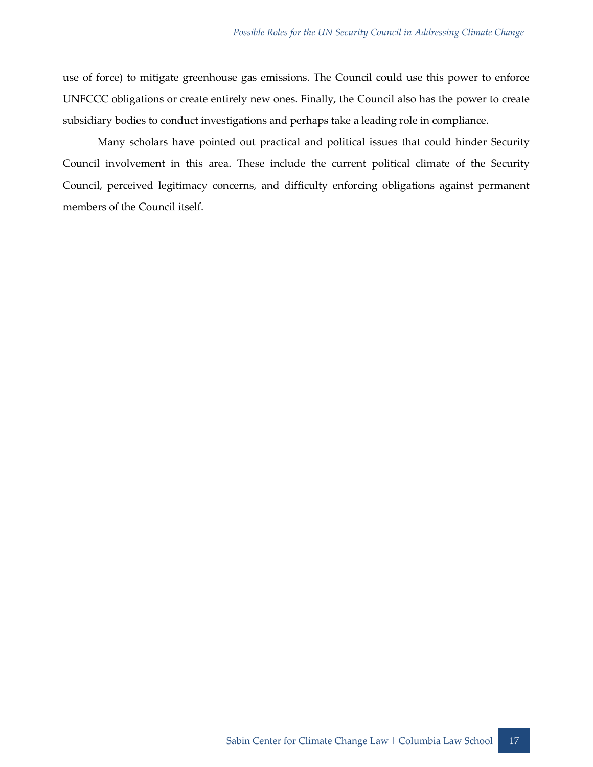use of force) to mitigate greenhouse gas emissions. The Council could use this power to enforce UNFCCC obligations or create entirely new ones. Finally, the Council also has the power to create subsidiary bodies to conduct investigations and perhaps take a leading role in compliance.

Many scholars have pointed out practical and political issues that could hinder Security Council involvement in this area. These include the current political climate of the Security Council, perceived legitimacy concerns, and difficulty enforcing obligations against permanent members of the Council itself.